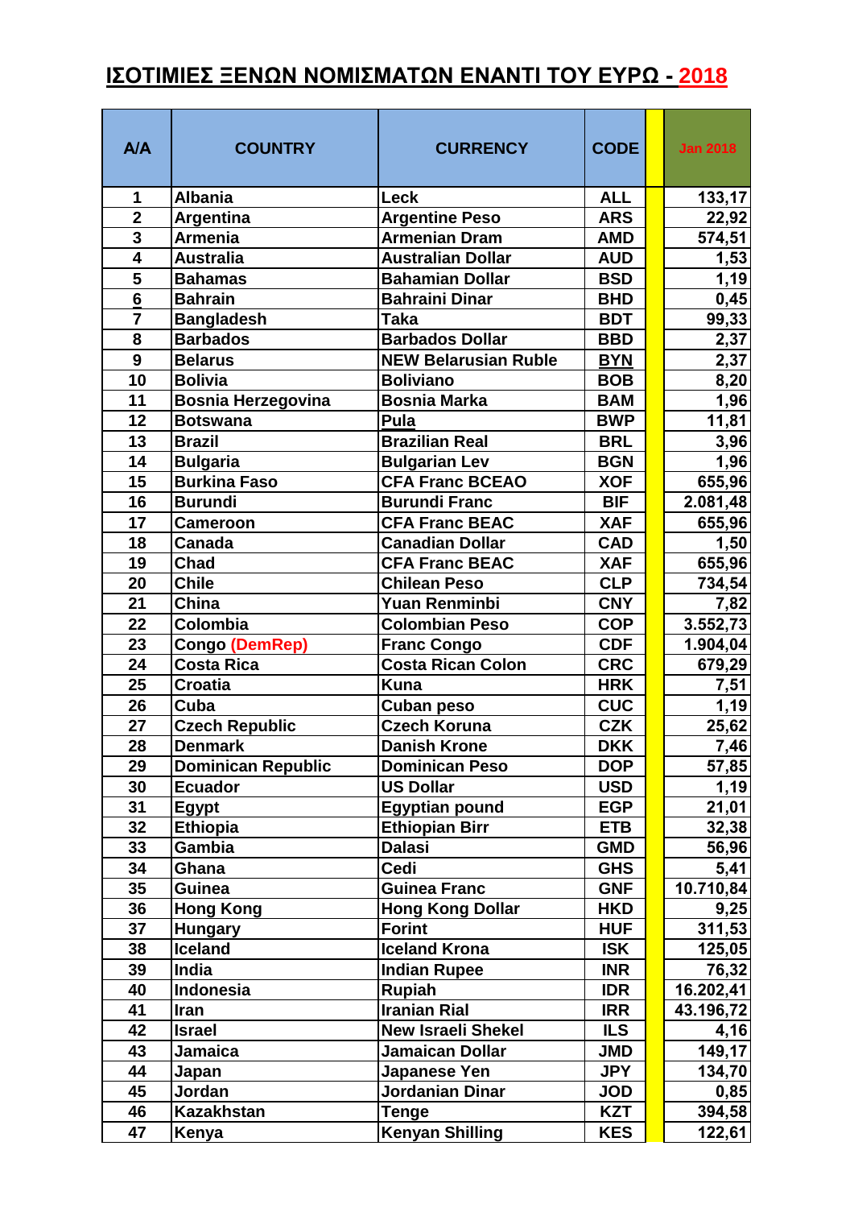# ΙΣΟΤΙΜΙΕΣ ΞΕΝΩΝ ΝΟΜΙΣΜΑΤΩΝ ΕΝΑΝΤΙ ΤΟΥ ΕΥΡΩ - 2018

| A/A | COUNTRY | CURRENCY | CODE | | Jan 2018 |
|---|---|---|---|---|---|
| 1 | Albania | Leck | ALL | | 133,17 |
| 2 | Argentina | Argentine Peso | ARS | | 22,92 |
| 3 | Armenia | Armenian Dram | AMD | | 574,51 |
| 4 | Australia | Australian Dollar | AUD | | 1,53 |
| 5 | Bahamas | Bahamian Dollar | BSD | | 1,19 |
| 6 | Bahrain | Bahraini Dinar | BHD | | 0,45 |
| 7 | Bangladesh | Taka | BDT | | 99,33 |
| 8 | Barbados | Barbados Dollar | BBD | | 2,37 |
| 9 | Belarus | NEW Belarusian Ruble | BYN | | 2,37 |
| 10 | Bolivia | Boliviano | BOB | | 8,20 |
| 11 | Bosnia Herzegovina | Bosnia Marka | BAM | | 1,96 |
| 12 | Botswana | Pula | BWP | | 11,81 |
| 13 | Brazil | Brazilian Real | BRL | | 3,96 |
| 14 | Bulgaria | Bulgarian Lev | BGN | | 1,96 |
| 15 | Burkina Faso | CFA Franc BCEAO | XOF | | 655,96 |
| 16 | Burundi | Burundi Franc | BIF | | 2.081,48 |
| 17 | Cameroon | CFA Franc BEAC | XAF | | 655,96 |
| 18 | Canada | Canadian Dollar | CAD | | 1,50 |
| 19 | Chad | CFA Franc BEAC | XAF | | 655,96 |
| 20 | Chile | Chilean Peso | CLP | | 734,54 |
| 21 | China | Yuan Renminbi | CNY | | 7,82 |
| 22 | Colombia | Colombian Peso | COP | | 3.552,73 |
| 23 | Congo (DemRep) | Franc Congo | CDF | | 1.904,04 |
| 24 | Costa Rica | Costa Rican Colon | CRC | | 679,29 |
| 25 | Croatia | Kuna | HRK | | 7,51 |
| 26 | Cuba | Cuban peso | CUC | | 1,19 |
| 27 | Czech Republic | Czech Koruna | CZK | | 25,62 |
| 28 | Denmark | Danish Krone | DKK | | 7,46 |
| 29 | Dominican Republic | Dominican Peso | DOP | | 57,85 |
| 30 | Ecuador | US Dollar | USD | | 1,19 |
| 31 | Egypt | Egyptian pound | EGP | | 21,01 |
| 32 | Ethiopia | Ethiopian Birr | ETB | | 32,38 |
| 33 | Gambia | Dalasi | GMD | | 56,96 |
| 34 | Ghana | Cedi | GHS | | 5,41 |
| 35 | Guinea | Guinea Franc | GNF | | 10.710,84 |
| 36 | Hong Kong | Hong Kong Dollar | HKD | | 9,25 |
| 37 | Hungary | Forint | HUF | | 311,53 |
| 38 | Iceland | Iceland Krona | ISK | | 125,05 |
| 39 | India | Indian Rupee | INR | | 76,32 |
| 40 | Indonesia | Rupiah | IDR | | 16.202,41 |
| 41 | Iran | Iranian Rial | IRR | | 43.196,72 |
| 42 | Israel | New Israeli Shekel | ILS | | 4,16 |
| 43 | Jamaica | Jamaican Dollar | JMD | | 149,17 |
| 44 | Japan | Japanese Yen | JPY | | 134,70 |
| 45 | Jordan | Jordanian Dinar | JOD | | 0,85 |
| 46 | Kazakhstan | Tenge | KZT | | 394,58 |
| 47 | Kenya | Kenyan Shilling | KES | | 122,61 |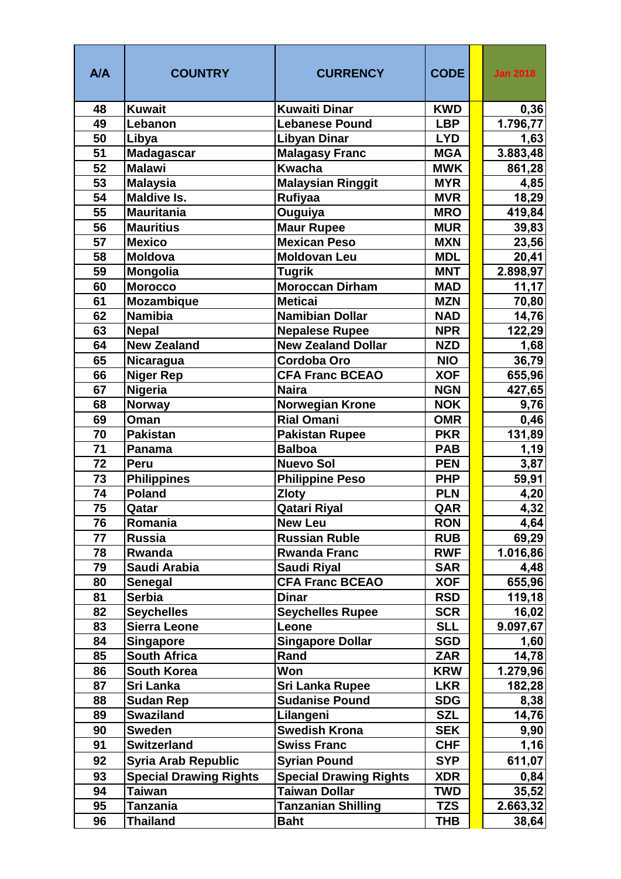| A/A | COUNTRY | CURRENCY | CODE | | Jan 2018 |
|---|---|---|---|---|---|
| 48 | Kuwait | Kuwaiti Dinar | KWD | | 0,36 |
| 49 | Lebanon | Lebanese Pound | LBP | | 1.796,77 |
| 50 | Libya | Libyan Dinar | LYD | | 1,63 |
| 51 | Madagascar | Malagasy Franc | MGA | | 3.883,48 |
| 52 | Malawi | Kwacha | MWK | | 861,28 |
| 53 | Malaysia | Malaysian Ringgit | MYR | | 4,85 |
| 54 | Maldive Is. | Rufiyaa | MVR | | 18,29 |
| 55 | Mauritania | Ouguiya | MRO | | 419,84 |
| 56 | Mauritius | Maur Rupee | MUR | | 39,83 |
| 57 | Mexico | Mexican Peso | MXN | | 23,56 |
| 58 | Moldova | Moldovan Leu | MDL | | 20,41 |
| 59 | Mongolia | Tugrik | MNT | | 2.898,97 |
| 60 | Morocco | Moroccan Dirham | MAD | | 11,17 |
| 61 | Mozambique | Meticai | MZN | | 70,80 |
| 62 | Namibia | Namibian Dollar | NAD | | 14,76 |
| 63 | Nepal | Nepalese Rupee | NPR | | 122,29 |
| 64 | New Zealand | New Zealand Dollar | NZD | | 1,68 |
| 65 | Nicaragua | Cordoba Oro | NIO | | 36,79 |
| 66 | Niger Rep | CFA Franc BCEAO | XOF | | 655,96 |
| 67 | Nigeria | Naira | NGN | | 427,65 |
| 68 | Norway | Norwegian Krone | NOK | | 9,76 |
| 69 | Oman | Rial Omani | OMR | | 0,46 |
| 70 | Pakistan | Pakistan Rupee | PKR | | 131,89 |
| 71 | Panama | Balboa | PAB | | 1,19 |
| 72 | Peru | Nuevo Sol | PEN | | 3,87 |
| 73 | Philippines | Philippine Peso | PHP | | 59,91 |
| 74 | Poland | Zloty | PLN | | 4,20 |
| 75 | Qatar | Qatari Riyal | QAR | | 4,32 |
| 76 | Romania | New Leu | RON | | 4,64 |
| 77 | Russia | Russian Ruble | RUB | | 69,29 |
| 78 | Rwanda | Rwanda Franc | RWF | | 1.016,86 |
| 79 | Saudi Arabia | Saudi Riyal | SAR | | 4,48 |
| 80 | Senegal | CFA Franc BCEAO | XOF | | 655,96 |
| 81 | Serbia | Dinar | RSD | | 119,18 |
| 82 | Seychelles | Seychelles Rupee | SCR | | 16,02 |
| 83 | Sierra Leone | Leone | SLL | | 9.097,67 |
| 84 | Singapore | Singapore Dollar | SGD | | 1,60 |
| 85 | South Africa | Rand | ZAR | | 14,78 |
| 86 | South Korea | Won | KRW | | 1.279,96 |
| 87 | Sri Lanka | Sri Lanka Rupee | LKR | | 182,28 |
| 88 | Sudan Rep | Sudanise Pound | SDG | | 8,38 |
| 89 | Swaziland | Lilangeni | SZL | | 14,76 |
| 90 | Sweden | Swedish Krona | SEK | | 9,90 |
| 91 | Switzerland | Swiss Franc | CHF | | 1,16 |
| 92 | Syria Arab Republic | Syrian Pound | SYP | | 611,07 |
| 93 | Special Drawing Rights | Special Drawing Rights | XDR | | 0,84 |
| 94 | Taiwan | Taiwan Dollar | TWD | | 35,52 |
| 95 | Tanzania | Tanzanian Shilling | TZS | | 2.663,32 |
| 96 | Thailand | Baht | THB | | 38,64 |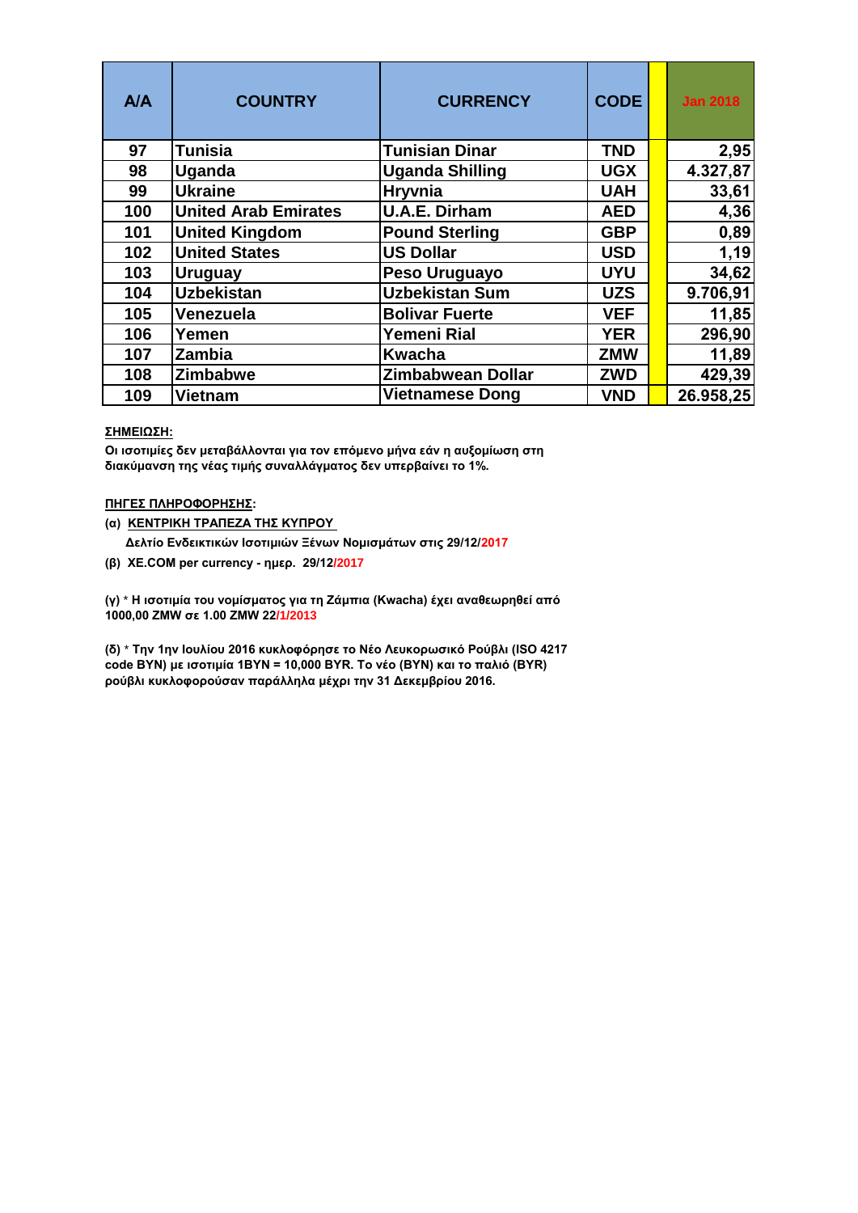| A/A | COUNTRY | CURRENCY | CODE | | Jan 2018 |
|---|---|---|---|---|---|
| 97 | Tunisia | Tunisian Dinar | TND | | 2,95 |
| 98 | Uganda | Uganda Shilling | UGX | | 4.327,87 |
| 99 | Ukraine | Hryvnia | UAH | | 33,61 |
| 100 | United Arab Emirates | U.A.E. Dirham | AED | | 4,36 |
| 101 | United Kingdom | Pound Sterling | GBP | | 0,89 |
| 102 | United States | US Dollar | USD | | 1,19 |
| 103 | Uruguay | Peso Uruguayo | UYU | | 34,62 |
| 104 | Uzbekistan | Uzbekistan Sum | UZS | | 9.706,91 |
| 105 | Venezuela | Bolivar Fuerte | VEF | | 11,85 |
| 106 | Yemen | Yemeni Rial | YER | | 296,90 |
| 107 | Zambia | Kwacha | ZMW | | 11,89 |
| 108 | Zimbabwe | Zimbabwean Dollar | ZWD | | 429,39 |
| 109 | Vietnam | Vietnamese Dong | VND | | 26.958,25 |

**ΣΗΜΕΙΩΣΗ:**

**Οι ισοτιμίες δεν μεταβάλλονται για τον επόμενο μήνα εάν η αυξομίωση στη διακύμανση της νέας τιμής συναλλάγματος δεν υπερβαίνει το 1%.**

**ΠΗΓΕΣ ΠΛΗΡΟΦΟΡΗΣΗΣ:**

**(α) ΚΕΝΤΡΙΚΗ ΤΡΑΠΕΖΑ ΤΗΣ ΚΥΠΡΟΥ**

**Δελτίο Ενδεικτικών Ισοτιμιών Ξένων Νομισμάτων στις 29/12/2017**

**(β) XE.COM per currency - ημερ. 29/12/2017**

**(γ) * Η ισοτιμία του νομίσματος για τη Ζάμπια (Kwacha) έχει αναθεωρηθεί από 1000,00 ZMW σε 1.00 ZMW 22/1/2013**

**(δ) * Την 1ην Ιουλίου 2016 κυκλοφόρησε το Νέο Λευκορωσικό Ρούβλι (ISO 4217 code BYN) με ισοτιμία 1BYN = 10,000 BYR. Το νέο (BYN) και το παλιό (BYR) ρούβλι κυκλοφορούσαν παράλληλα μέχρι την 31 Δεκεμβρίου 2016.**